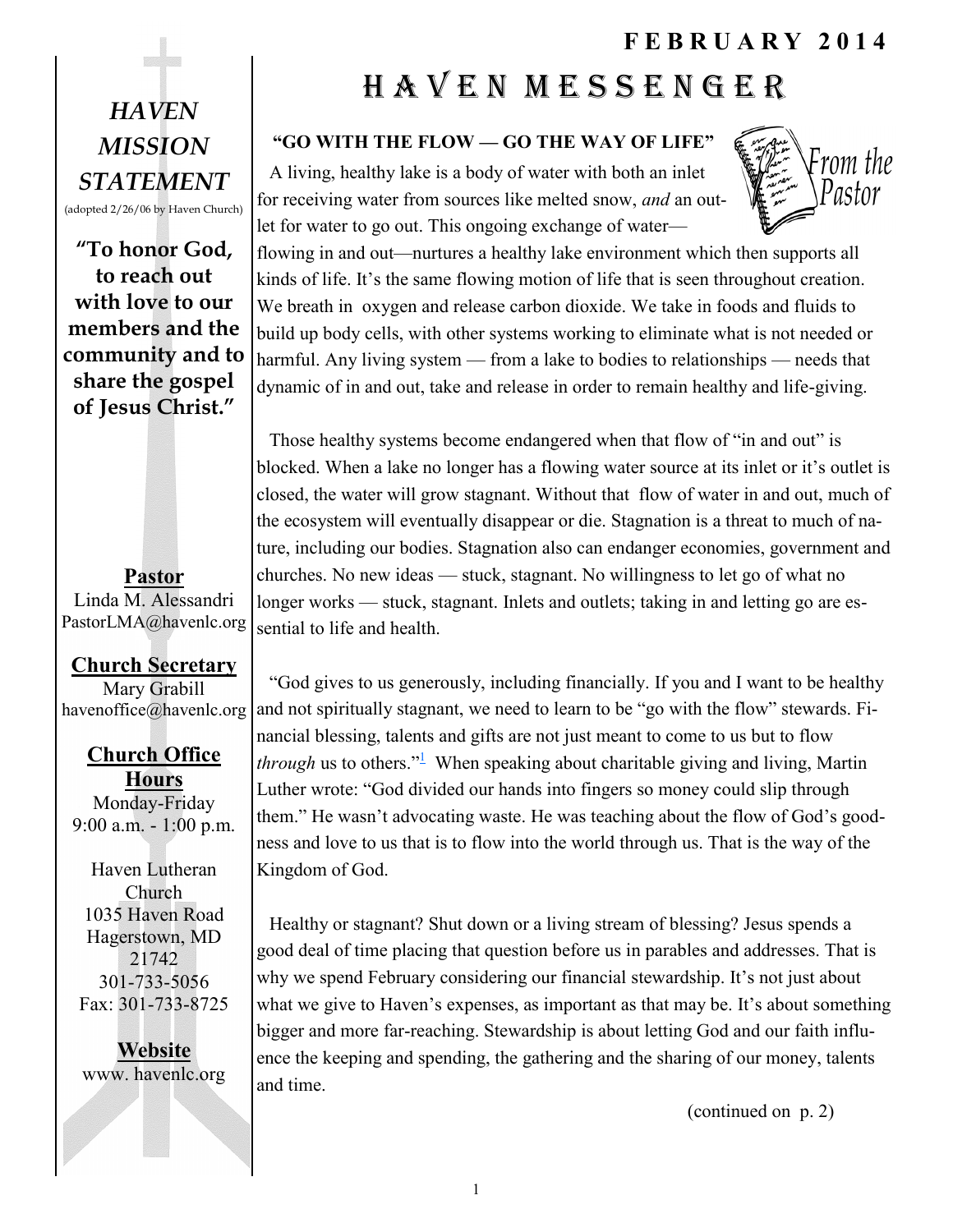# HAVEN MESSENGER

**FEBRUARY 2014**

## *HAVEN MISSION STATEMENT*

(adopted 2/26/06 by Haven Church)

**"To honor God, to reach out with love to our members and the community and to share the gospel of Jesus Christ."**

**Pastor**
Linda M. Alessandri
PastorLMA@havenlc.org

**Church Secretary**
Mary Grabill
havenoffice@havenlc.org

**Church Office Hours**
Monday-Friday
9:00 a.m. - 1:00 p.m.

Haven Lutheran Church
1035 Haven Road
Hagerstown, MD
21742
301-733-5056
Fax: 301-733-8725

**Website**
www. havenlc.org

## From the Pastor

### "GO WITH THE FLOW — GO THE WAY OF LIFE"

A living, healthy lake is a body of water with both an inlet for receiving water from sources like melted snow, *and* an outlet for water to go out. This ongoing exchange of water—flowing in and out—nurtures a healthy lake environment which then supports all kinds of life. It's the same flowing motion of life that is seen throughout creation. We breath in oxygen and release carbon dioxide. We take in foods and fluids to build up body cells, with other systems working to eliminate what is not needed or harmful. Any living system — from a lake to bodies to relationships — needs that dynamic of in and out, take and release in order to remain healthy and life-giving.

Those healthy systems become endangered when that flow of "in and out" is blocked. When a lake no longer has a flowing water source at its inlet or it's outlet is closed, the water will grow stagnant. Without that flow of water in and out, much of the ecosystem will eventually disappear or die. Stagnation is a threat to much of nature, including our bodies. Stagnation also can endanger economies, government and churches. No new ideas — stuck, stagnant. No willingness to let go of what no longer works — stuck, stagnant. Inlets and outlets; taking in and letting go are essential to life and health.

"God gives to us generously, including financially. If you and I want to be healthy and not spiritually stagnant, we need to learn to be "go with the flow" stewards. Financial blessing, talents and gifts are not just meant to come to us but to flow *through* us to others."[1] When speaking about charitable giving and living, Martin Luther wrote: "God divided our hands into fingers so money could slip through them." He wasn't advocating waste. He was teaching about the flow of God's goodness and love to us that is to flow into the world through us. That is the way of the Kingdom of God.

Healthy or stagnant? Shut down or a living stream of blessing? Jesus spends a good deal of time placing that question before us in parables and addresses. That is why we spend February considering our financial stewardship. It's not just about what we give to Haven's expenses, as important as that may be. It's about something bigger and more far-reaching. Stewardship is about letting God and our faith influence the keeping and spending, the gathering and the sharing of our money, talents and time.

(continued on p. 2)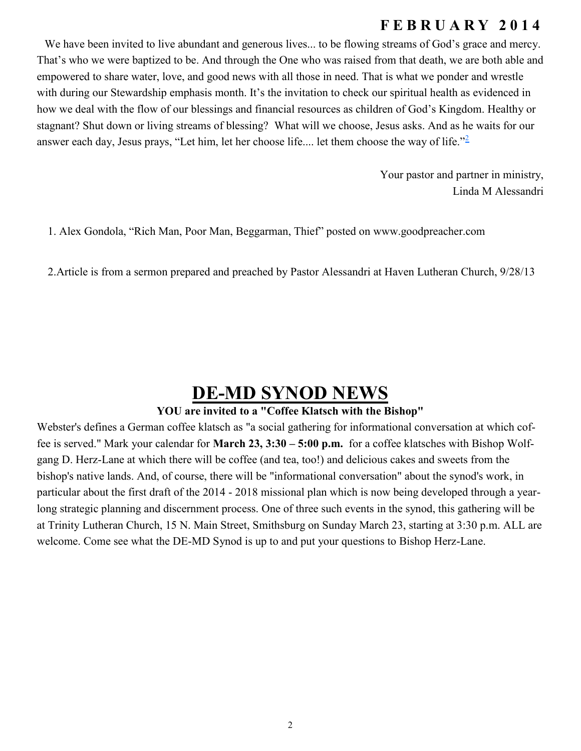We have been invited to live abundant and generous lives... to be flowing streams of God's grace and mercy. That's who we were baptized to be. And through the One who was raised from that death, we are both able and empowered to share water, love, and good news with all those in need. That is what we ponder and wrestle with during our Stewardship emphasis month. It's the invitation to check our spiritual health as evidenced in how we deal with the flow of our blessings and financial resources as children of God's Kingdom. Healthy or stagnant? Shut down or living streams of blessing? What will we choose, Jesus asks. And as he waits for our answer each day, Jesus prays, "Let him, let her choose life.... let them choose the way of life."[2]

Your pastor and partner in ministry,
Linda M Alessandri

1. Alex Gondola, "Rich Man, Poor Man, Beggarman, Thief" posted on www.goodpreacher.com

2. Article is from a sermon prepared and preached by Pastor Alessandri at Haven Lutheran Church, 9/28/13

# DE-MD SYNOD NEWS

**YOU are invited to a "Coffee Klatsch with the Bishop"**

Webster's defines a German coffee klatsch as "a social gathering for informational conversation at which coffee is served." Mark your calendar for **March 23, 3:30 – 5:00 p.m.** for a coffee klatsches with Bishop Wolfgang D. Herz-Lane at which there will be coffee (and tea, too!) and delicious cakes and sweets from the bishop's native lands. And, of course, there will be "informational conversation" about the synod's work, in particular about the first draft of the 2014 - 2018 missional plan which is now being developed through a year-long strategic planning and discernment process. One of three such events in the synod, this gathering will be at Trinity Lutheran Church, 15 N. Main Street, Smithsburg on Sunday March 23, starting at 3:30 p.m. ALL are welcome. Come see what the DE-MD Synod is up to and put your questions to Bishop Herz-Lane.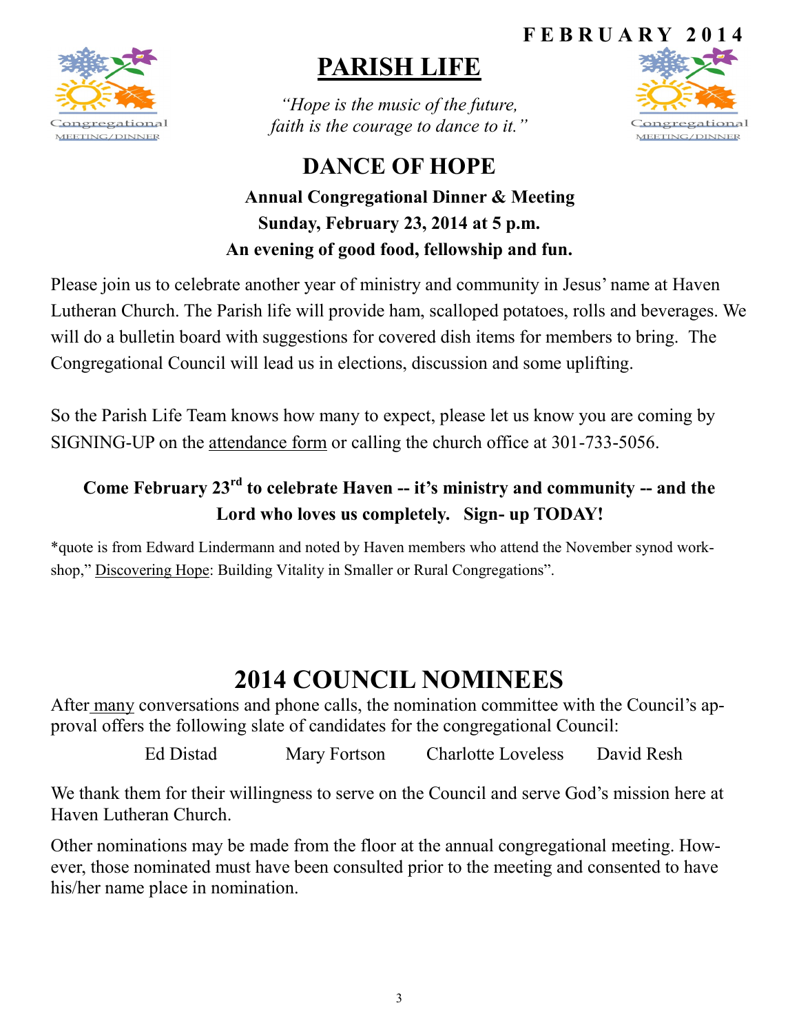FEBRUARY 2014

# PARISH LIFE

*"Hope is the music of the future,*
*faith is the courage to dance to it."*

## DANCE OF HOPE

**Annual Congregational Dinner & Meeting**
**Sunday, February 23, 2014 at 5 p.m.**
**An evening of good food, fellowship and fun.**

Please join us to celebrate another year of ministry and community in Jesus' name at Haven Lutheran Church. The Parish life will provide ham, scalloped potatoes, rolls and beverages. We will do a bulletin board with suggestions for covered dish items for members to bring. The Congregational Council will lead us in elections, discussion and some uplifting.

So the Parish Life Team knows how many to expect, please let us know you are coming by SIGNING-UP on the attendance form or calling the church office at 301-733-5056.

**Come February 23rd to celebrate Haven -- it's ministry and community -- and the Lord who loves us completely. Sign- up TODAY!**

*quote is from Edward Lindermann and noted by Haven members who attend the November synod workshop," Discovering Hope: Building Vitality in Smaller or Rural Congregations".

## 2014 COUNCIL NOMINEES

After many conversations and phone calls, the nomination committee with the Council's approval offers the following slate of candidates for the congregational Council:

Ed Distad      Mary Fortson      Charlotte Loveless      David Resh

We thank them for their willingness to serve on the Council and serve God's mission here at Haven Lutheran Church.

Other nominations may be made from the floor at the annual congregational meeting. However, those nominated must have been consulted prior to the meeting and consented to have his/her name place in nomination.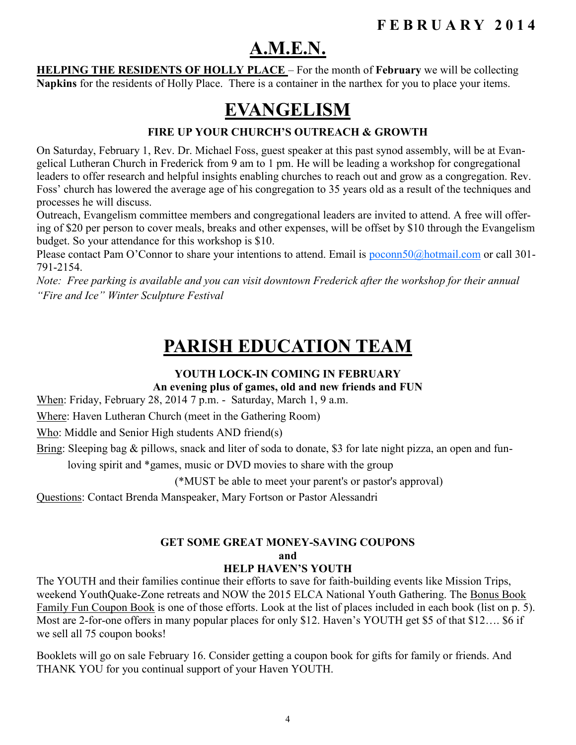**FEBRUARY 2014**

# A.M.E.N.

**HELPING THE RESIDENTS OF HOLLY PLACE** – For the month of **February** we will be collecting **Napkins** for the residents of Holly Place. There is a container in the narthex for you to place your items.

# EVANGELISM

### FIRE UP YOUR CHURCH'S OUTREACH & GROWTH

On Saturday, February 1, Rev. Dr. Michael Foss, guest speaker at this past synod assembly, will be at Evangelical Lutheran Church in Frederick from 9 am to 1 pm. He will be leading a workshop for congregational leaders to offer research and helpful insights enabling churches to reach out and grow as a congregation. Rev. Foss' church has lowered the average age of his congregation to 35 years old as a result of the techniques and processes he will discuss.

Outreach, Evangelism committee members and congregational leaders are invited to attend. A free will offering of $20 per person to cover meals, breaks and other expenses, will be offset by $10 through the Evangelism budget. So your attendance for this workshop is $10.

Please contact Pam O'Connor to share your intentions to attend. Email is poconn50@hotmail.com or call 301-791-2154.

*Note: Free parking is available and you can visit downtown Frederick after the workshop for their annual "Fire and Ice" Winter Sculpture Festival*

# PARISH EDUCATION TEAM

### YOUTH LOCK-IN COMING IN FEBRUARY
**An evening plus of games, old and new friends and FUN**

When: Friday, February 28, 2014 7 p.m. - Saturday, March 1, 9 a.m.

Where: Haven Lutheran Church (meet in the Gathering Room)

Who: Middle and Senior High students AND friend(s)

Bring: Sleeping bag & pillows, snack and liter of soda to donate, $3 for late night pizza, an open and fun-loving spirit and *games, music or DVD movies to share with the group

(*MUST be able to meet your parent's or pastor's approval)

Questions: Contact Brenda Manspeaker, Mary Fortson or Pastor Alessandri

### GET SOME GREAT MONEY-SAVING COUPONS and HELP HAVEN'S YOUTH

The YOUTH and their families continue their efforts to save for faith-building events like Mission Trips, weekend YouthQuake-Zone retreats and NOW the 2015 ELCA National Youth Gathering. The Bonus Book Family Fun Coupon Book is one of those efforts. Look at the list of places included in each book (list on p. 5). Most are 2-for-one offers in many popular places for only $12. Haven's YOUTH get $5 of that $12…. $6 if we sell all 75 coupon books!

Booklets will go on sale February 16. Consider getting a coupon book for gifts for family or friends. And THANK YOU for you continual support of your Haven YOUTH.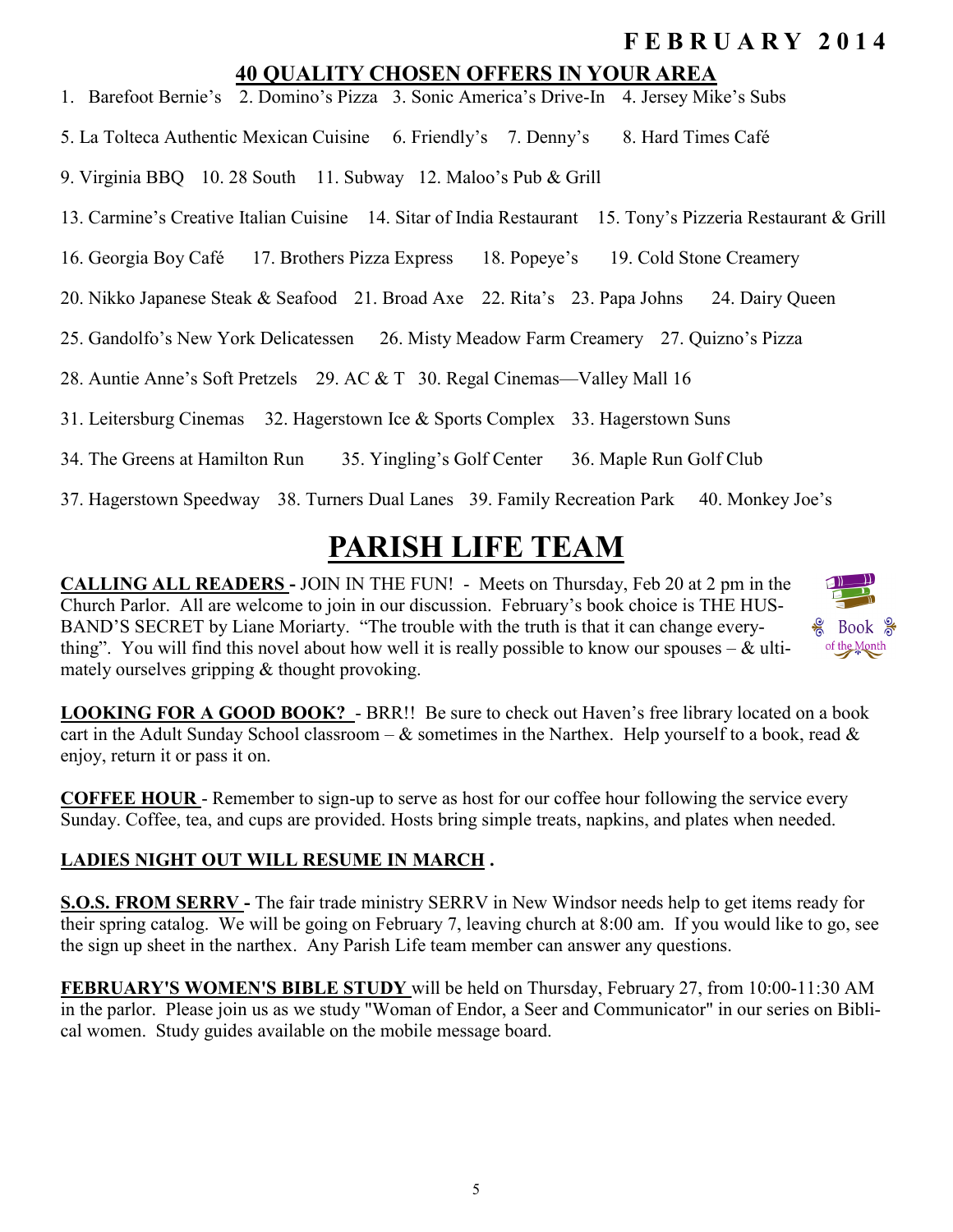## 40 QUALITY CHOSEN OFFERS IN YOUR AREA

1. Barefoot Bernie's 2. Domino's Pizza 3. Sonic America's Drive-In 4. Jersey Mike's Subs

5. La Tolteca Authentic Mexican Cuisine 6. Friendly's 7. Denny's 8. Hard Times Café

9. Virginia BBQ 10. 28 South 11. Subway 12. Maloo's Pub & Grill

13. Carmine's Creative Italian Cuisine 14. Sitar of India Restaurant 15. Tony's Pizzeria Restaurant & Grill

16. Georgia Boy Café 17. Brothers Pizza Express 18. Popeye's 19. Cold Stone Creamery

20. Nikko Japanese Steak & Seafood 21. Broad Axe 22. Rita's 23. Papa Johns 24. Dairy Queen

25. Gandolfo's New York Delicatessen 26. Misty Meadow Farm Creamery 27. Quizno's Pizza

28. Auntie Anne's Soft Pretzels 29. AC & T 30. Regal Cinemas—Valley Mall 16

31. Leitersburg Cinemas 32. Hagerstown Ice & Sports Complex 33. Hagerstown Suns

34. The Greens at Hamilton Run 35. Yingling's Golf Center 36. Maple Run Golf Club

37. Hagerstown Speedway 38. Turners Dual Lanes 39. Family Recreation Park 40. Monkey Joe's

# PARISH LIFE TEAM

**CALLING ALL READERS -** JOIN IN THE FUN! - Meets on Thursday, Feb 20 at 2 pm in the Church Parlor. All are welcome to join in our discussion. February's book choice is THE HUSBAND'S SECRET by Liane Moriarty. "The trouble with the truth is that it can change everything". You will find this novel about how well it is really possible to know our spouses – & ultimately ourselves gripping & thought provoking.

Book of the Month

**LOOKING FOR A GOOD BOOK?** - BRR!! Be sure to check out Haven's free library located on a book cart in the Adult Sunday School classroom – & sometimes in the Narthex. Help yourself to a book, read & enjoy, return it or pass it on.

**COFFEE HOUR** - Remember to sign-up to serve as host for our coffee hour following the service every Sunday. Coffee, tea, and cups are provided. Hosts bring simple treats, napkins, and plates when needed.

**LADIES NIGHT OUT WILL RESUME IN MARCH .**

**S.O.S. FROM SERRV -** The fair trade ministry SERRV in New Windsor needs help to get items ready for their spring catalog. We will be going on February 7, leaving church at 8:00 am. If you would like to go, see the sign up sheet in the narthex. Any Parish Life team member can answer any questions.

**FEBRUARY'S WOMEN'S BIBLE STUDY** will be held on Thursday, February 27, from 10:00-11:30 AM in the parlor. Please join us as we study "Woman of Endor, a Seer and Communicator" in our series on Biblical women. Study guides available on the mobile message board.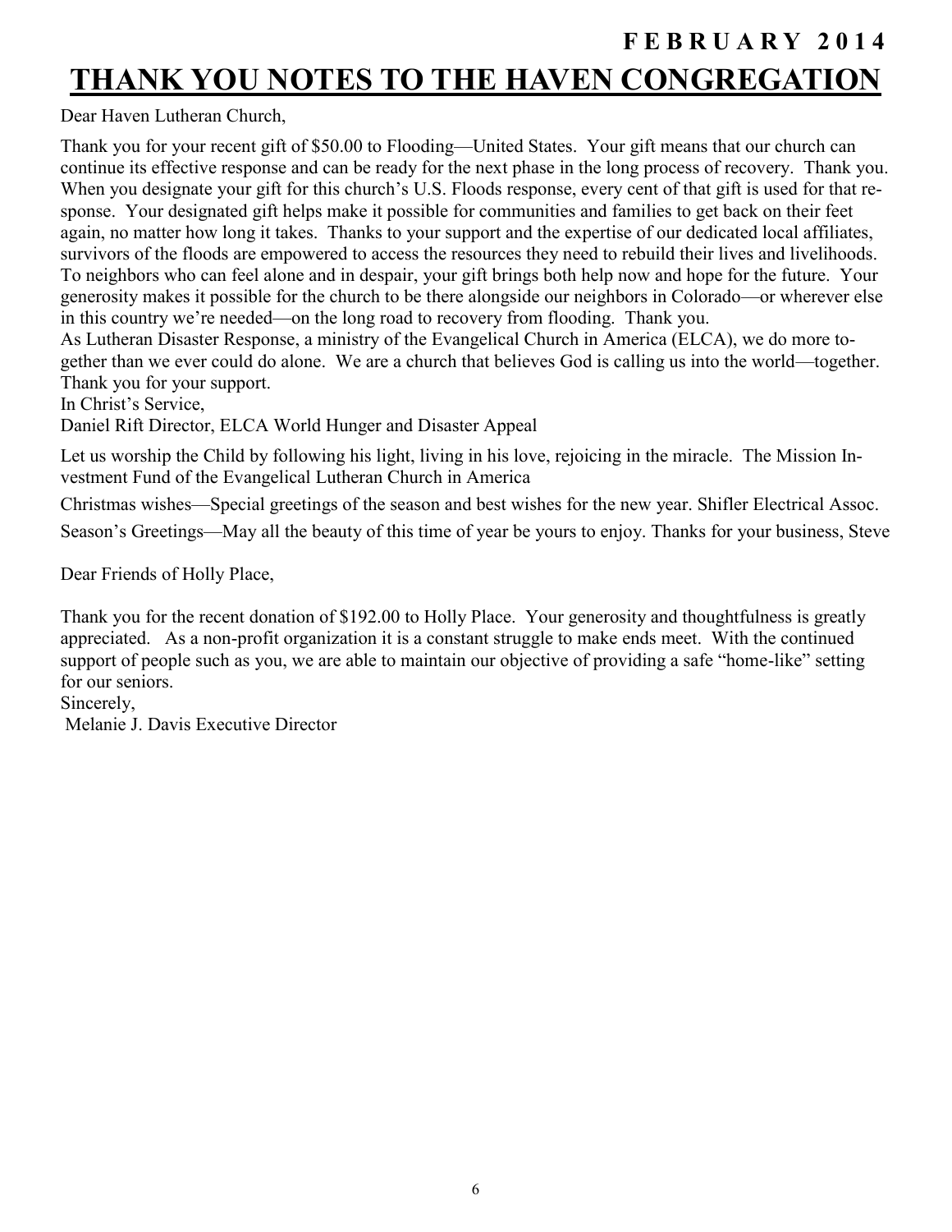# THANK YOU NOTES TO THE HAVEN CONGREGATION

Dear Haven Lutheran Church,

Thank you for your recent gift of $50.00 to Flooding—United States. Your gift means that our church can continue its effective response and can be ready for the next phase in the long process of recovery. Thank you. When you designate your gift for this church's U.S. Floods response, every cent of that gift is used for that response. Your designated gift helps make it possible for communities and families to get back on their feet again, no matter how long it takes. Thanks to your support and the expertise of our dedicated local affiliates, survivors of the floods are empowered to access the resources they need to rebuild their lives and livelihoods. To neighbors who can feel alone and in despair, your gift brings both help now and hope for the future. Your generosity makes it possible for the church to be there alongside our neighbors in Colorado—or wherever else in this country we're needed—on the long road to recovery from flooding. Thank you.
As Lutheran Disaster Response, a ministry of the Evangelical Church in America (ELCA), we do more together than we ever could do alone. We are a church that believes God is calling us into the world—together. Thank you for your support.
In Christ's Service,
Daniel Rift Director, ELCA World Hunger and Disaster Appeal

Let us worship the Child by following his light, living in his love, rejoicing in the miracle. The Mission Investment Fund of the Evangelical Lutheran Church in America

Christmas wishes—Special greetings of the season and best wishes for the new year. Shifler Electrical Assoc.

Season's Greetings—May all the beauty of this time of year be yours to enjoy. Thanks for your business, Steve

Dear Friends of Holly Place,

Thank you for the recent donation of $192.00 to Holly Place. Your generosity and thoughtfulness is greatly appreciated. As a non-profit organization it is a constant struggle to make ends meet. With the continued support of people such as you, we are able to maintain our objective of providing a safe "home-like" setting for our seniors.
Sincerely,
Melanie J. Davis Executive Director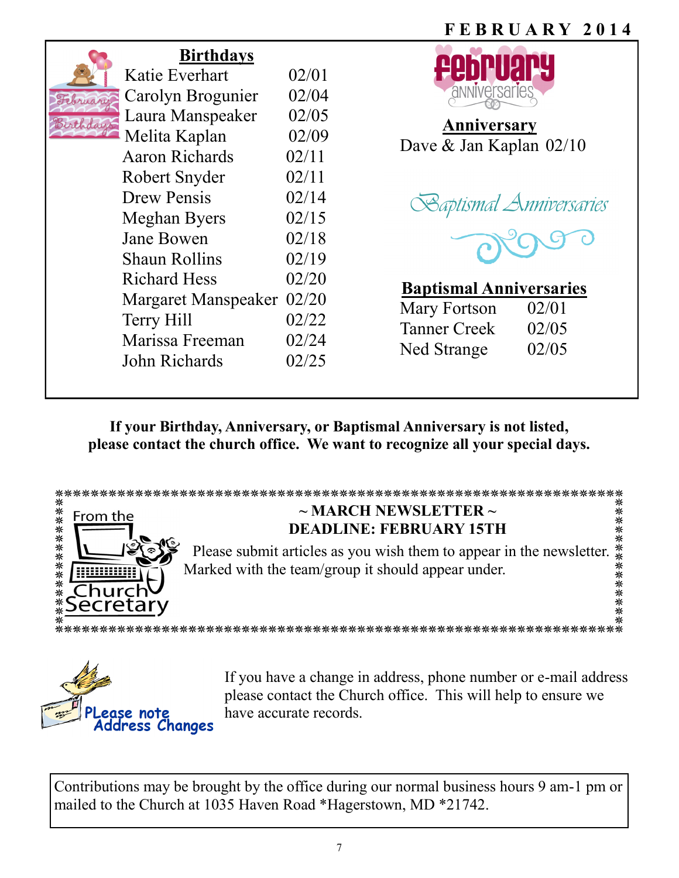FEBRUARY 2014

## Birthdays

| Name | Date |
|---|---|
| Katie Everhart | 02/01 |
| Carolyn Brogunier | 02/04 |
| Laura Manspeaker | 02/05 |
| Melita Kaplan | 02/09 |
| Aaron Richards | 02/11 |
| Robert Snyder | 02/11 |
| Drew Pensis | 02/14 |
| Meghan Byers | 02/15 |
| Jane Bowen | 02/18 |
| Shaun Rollins | 02/19 |
| Richard Hess | 02/20 |
| Margaret Manspeaker | 02/20 |
| Terry Hill | 02/22 |
| Marissa Freeman | 02/24 |
| John Richards | 02/25 |

## February Anniversaries

**Anniversary**

Dave & Jan Kaplan 02/10

## Baptismal Anniversaries

| Name | Date |
|---|---|
| Mary Fortson | 02/01 |
| Tanner Creek | 02/05 |
| Ned Strange | 02/05 |

**If your Birthday, Anniversary, or Baptismal Anniversary is not listed, please contact the church office. We want to recognize all your special days.**

From the Church Secretary

**~ MARCH NEWSLETTER ~**
**DEADLINE: FEBRUARY 15TH**

Please submit articles as you wish them to appear in the newsletter. Marked with the team/group it should appear under.

Please note Address Changes

If you have a change in address, phone number or e-mail address please contact the Church office. This will help to ensure we have accurate records.

Contributions may be brought by the office during our normal business hours 9 am-1 pm or mailed to the Church at 1035 Haven Road *Hagerstown, MD *21742.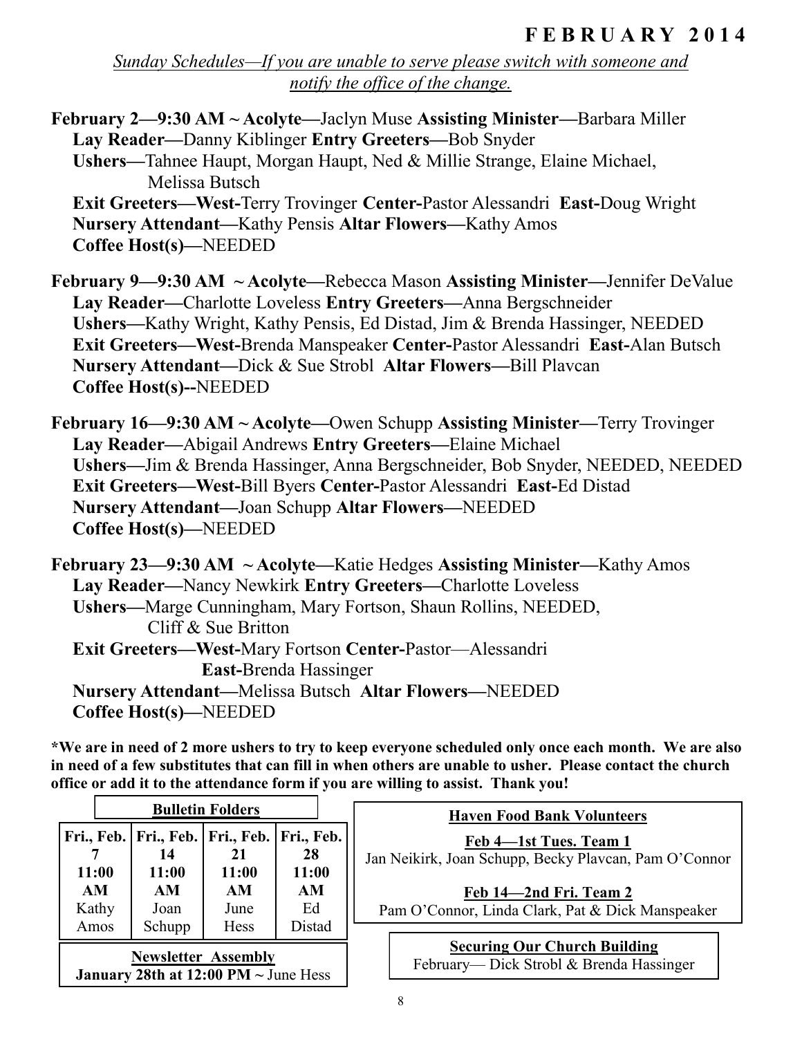# FEBRUARY 2014

*Sunday Schedules—If you are unable to serve please switch with someone and notify the office of the change.*

**February 2—9:30 AM ~ Acolyte—**Jaclyn Muse **Assisting Minister—**Barbara Miller
**Lay Reader—**Danny Kiblinger **Entry Greeters—**Bob Snyder
**Ushers—**Tahnee Haupt, Morgan Haupt, Ned & Millie Strange, Elaine Michael, Melissa Butsch
**Exit Greeters—West-**Terry Trovinger **Center-**Pastor Alessandri **East-**Doug Wright
**Nursery Attendant—**Kathy Pensis **Altar Flowers—**Kathy Amos
**Coffee Host(s)—**NEEDED

**February 9—9:30 AM ~ Acolyte—**Rebecca Mason **Assisting Minister—**Jennifer DeValue
**Lay Reader—**Charlotte Loveless **Entry Greeters—**Anna Bergschneider
**Ushers—**Kathy Wright, Kathy Pensis, Ed Distad, Jim & Brenda Hassinger, NEEDED
**Exit Greeters—West-**Brenda Manspeaker **Center-**Pastor Alessandri **East-**Alan Butsch
**Nursery Attendant—**Dick & Sue Strobl **Altar Flowers—**Bill Plavcan
**Coffee Host(s)--**NEEDED

**February 16—9:30 AM ~ Acolyte—**Owen Schupp **Assisting Minister—**Terry Trovinger
**Lay Reader**—Abigail Andrews **Entry Greeters—**Elaine Michael
**Ushers—**Jim & Brenda Hassinger, Anna Bergschneider, Bob Snyder, NEEDED, NEEDED
**Exit Greeters—West-**Bill Byers **Center-**Pastor Alessandri **East-**Ed Distad
**Nursery Attendant—**Joan Schupp **Altar Flowers—**NEEDED
**Coffee Host(s)—**NEEDED

**February 23—9:30 AM ~ Acolyte—**Katie Hedges **Assisting Minister—**Kathy Amos
**Lay Reader—**Nancy Newkirk **Entry Greeters—**Charlotte Loveless
**Ushers—**Marge Cunningham, Mary Fortson, Shaun Rollins, NEEDED, Cliff & Sue Britton
**Exit Greeters—West-**Mary Fortson **Center-**Pastor—Alessandri **East-**Brenda Hassinger
**Nursery Attendant—**Melissa Butsch **Altar Flowers—**NEEDED
**Coffee Host(s)—**NEEDED

**\*We are in need of 2 more ushers to try to keep everyone scheduled only once each month. We are also in need of a few substitutes that can fill in when others are unable to usher. Please contact the church office or add it to the attendance form if you are willing to assist. Thank you!**

**Bulletin Folders**

| Fri., Feb. 7 11:00 AM | Fri., Feb. 14 11:00 AM | Fri., Feb. 21 11:00 AM | Fri., Feb. 28 11:00 AM |
|---|---|---|---|
| Kathy Amos | Joan Schupp | June Hess | Ed Distad |

**Newsletter Assembly**
**January 28th at 12:00 PM ~** June Hess

**Haven Food Bank Volunteers**

**Feb 4—1st Tues. Team 1**
Jan Neikirk, Joan Schupp, Becky Plavcan, Pam O'Connor

**Feb 14—2nd Fri. Team 2**
Pam O'Connor, Linda Clark, Pat & Dick Manspeaker

**Securing Our Church Building**
February— Dick Strobl & Brenda Hassinger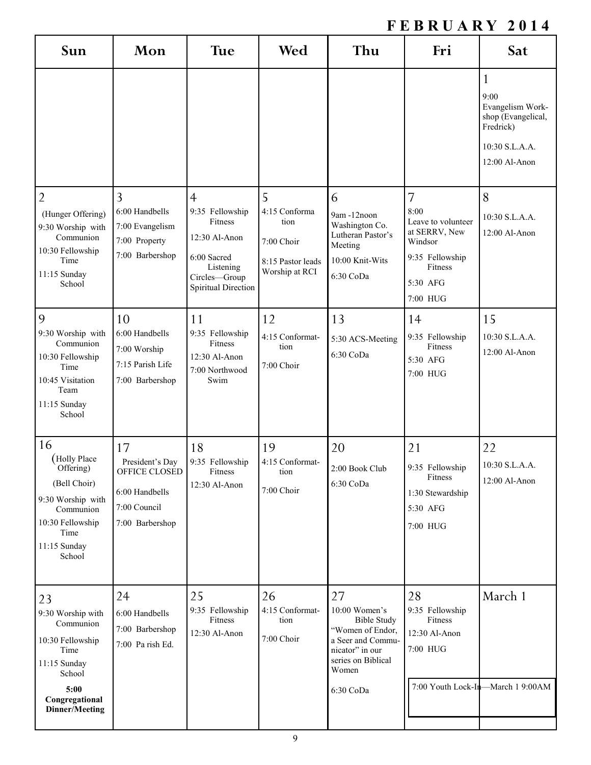# FEBRUARY 2014

| Sun | Mon | Tue | Wed | Thu | Fri | Sat |
|---|---|---|---|---|---|---|
| | | | | | | 1<br>9:00 Evangelism Work-shop (Evangelical, Fredrick)<br>10:30 S.L.A.A.<br>12:00 Al-Anon |
| 2<br>(Hunger Offering)<br>9:30 Worship with Communion<br>10:30 Fellowship Time<br>11:15 Sunday School | 3<br>6:00 Handbells<br>7:00 Evangelism<br>7:00 Property<br>7:00 Barbershop | 4<br>9:35 Fellowship Fitness<br>12:30 Al-Anon<br>6:00 Sacred Listening Circles—Group Spiritual Direction | 5<br>4:15 Conformation<br>7:00 Choir<br>8:15 Pastor leads Worship at RCI | 6<br>9am -12noon Washington Co. Lutheran Pastor's Meeting<br>10:00 Knit-Wits<br>6:30 CoDa | 7<br>8:00 Leave to volunteer at SERRV, New Windsor<br>9:35 Fellowship Fitness<br>5:30 AFG<br>7:00 HUG | 8<br>10:30 S.L.A.A.<br>12:00 Al-Anon |
| 9<br>9:30 Worship with Communion<br>10:30 Fellowship Time<br>10:45 Visitation Team<br>11:15 Sunday School | 10<br>6:00 Handbells<br>7:00 Worship<br>7:15 Parish Life<br>7:00 Barbershop | 11<br>9:35 Fellowship Fitness<br>12:30 Al-Anon<br>7:00 Northwood Swim | 12<br>4:15 Conformation<br>7:00 Choir | 13<br>5:30 ACS-Meeting<br>6:30 CoDa | 14<br>9:35 Fellowship Fitness<br>5:30 AFG<br>7:00 HUG | 15<br>10:30 S.L.A.A.<br>12:00 Al-Anon |
| 16<br>(Holly Place Offering)<br>(Bell Choir)<br>9:30 Worship with Communion<br>10:30 Fellowship Time<br>11:15 Sunday School | 17<br>President's Day OFFICE CLOSED<br>6:00 Handbells<br>7:00 Council<br>7:00 Barbershop | 18<br>9:35 Fellowship Fitness<br>12:30 Al-Anon | 19<br>4:15 Conformation<br>7:00 Choir | 20<br>2:00 Book Club<br>6:30 CoDa | 21<br>9:35 Fellowship Fitness<br>1:30 Stewardship<br>5:30 AFG<br>7:00 HUG | 22<br>10:30 S.L.A.A.<br>12:00 Al-Anon |
| 23<br>9:30 Worship with Communion<br>10:30 Fellowship Time<br>11:15 Sunday School<br>**5:00 Congregational Dinner/Meeting** | 24<br>6:00 Handbells<br>7:00 Barbershop<br>7:00 Pa rish Ed. | 25<br>9:35 Fellowship Fitness<br>12:30 Al-Anon | 26<br>4:15 Conformation<br>7:00 Choir | 27<br>10:00 Women's Bible Study "Women of Endor, a Seer and Communicator" in our series on Biblical Women<br>6:30 CoDa | 28<br>9:35 Fellowship Fitness<br>12:30 Al-Anon<br>7:00 HUG<br>7:00 Youth Lock-In—March 1 9:00AM | March 1 |